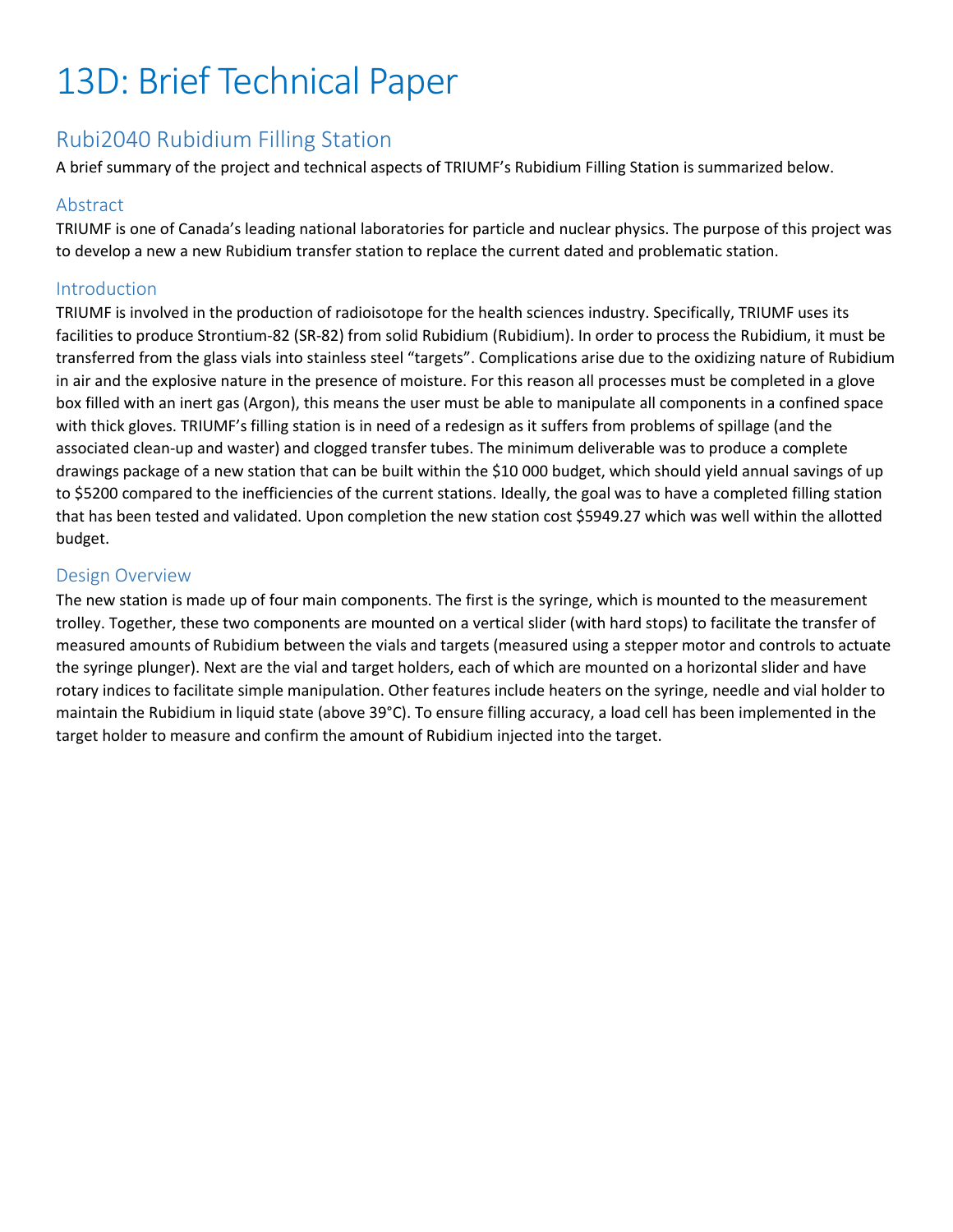# 13D: Brief Technical Paper

## Rubi2040 Rubidium Filling Station

A brief summary of the project and technical aspects of TRIUMF's Rubidium Filling Station is summarized below.

### Abstract

TRIUMF is one of Canada's leading national laboratories for particle and nuclear physics. The purpose of this project was to develop a new a new Rubidium transfer station to replace the current dated and problematic station.

### Introduction

TRIUMF is involved in the production of radioisotope for the health sciences industry. Specifically, TRIUMF uses its facilities to produce Strontium-82 (SR-82) from solid Rubidium (Rubidium). In order to process the Rubidium, it must be transferred from the glass vials into stainless steel "targets". Complications arise due to the oxidizing nature of Rubidium in air and the explosive nature in the presence of moisture. For this reason all processes must be completed in a glove box filled with an inert gas (Argon), this means the user must be able to manipulate all components in a confined space with thick gloves. TRIUMF's filling station is in need of a redesign as it suffers from problems of spillage (and the associated clean-up and waster) and clogged transfer tubes. The minimum deliverable was to produce a complete drawings package of a new station that can be built within the $10 000 budget, which should yield annual savings of up to $5200 compared to the inefficiencies of the current stations. Ideally, the goal was to have a completed filling station that has been tested and validated. Upon completion the new station cost $5949.27 which was well within the allotted budget.

### Design Overview

The new station is made up of four main components. The first is the syringe, which is mounted to the measurement trolley. Together, these two components are mounted on a vertical slider (with hard stops) to facilitate the transfer of measured amounts of Rubidium between the vials and targets (measured using a stepper motor and controls to actuate the syringe plunger). Next are the vial and target holders, each of which are mounted on a horizontal slider and have rotary indices to facilitate simple manipulation. Other features include heaters on the syringe, needle and vial holder to maintain the Rubidium in liquid state (above 39°C). To ensure filling accuracy, a load cell has been implemented in the target holder to measure and confirm the amount of Rubidium injected into the target.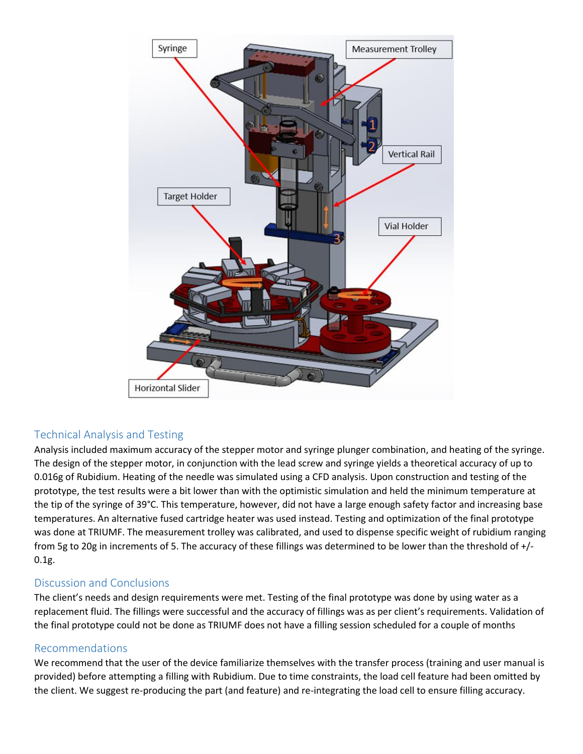Syringe

Measurement Trolley

Vertical Rail

Target Holder

Vial Holder

Horizontal Slider

## Technical Analysis and Testing

Analysis included maximum accuracy of the stepper motor and syringe plunger combination, and heating of the syringe. The design of the stepper motor, in conjunction with the lead screw and syringe yields a theoretical accuracy of up to 0.016g of Rubidium. Heating of the needle was simulated using a CFD analysis. Upon construction and testing of the prototype, the test results were a bit lower than with the optimistic simulation and held the minimum temperature at the tip of the syringe of 39°C. This temperature, however, did not have a large enough safety factor and increasing base temperatures. An alternative fused cartridge heater was used instead. Testing and optimization of the final prototype was done at TRIUMF. The measurement trolley was calibrated, and used to dispense specific weight of rubidium ranging from 5g to 20g in increments of 5. The accuracy of these fillings was determined to be lower than the threshold of +/- 0.1g.

## Discussion and Conclusions

The client's needs and design requirements were met. Testing of the final prototype was done by using water as a replacement fluid. The fillings were successful and the accuracy of fillings was as per client's requirements. Validation of the final prototype could not be done as TRIUMF does not have a filling session scheduled for a couple of months

## Recommendations

We recommend that the user of the device familiarize themselves with the transfer process (training and user manual is provided) before attempting a filling with Rubidium. Due to time constraints, the load cell feature had been omitted by the client. We suggest re-producing the part (and feature) and re-integrating the load cell to ensure filling accuracy.